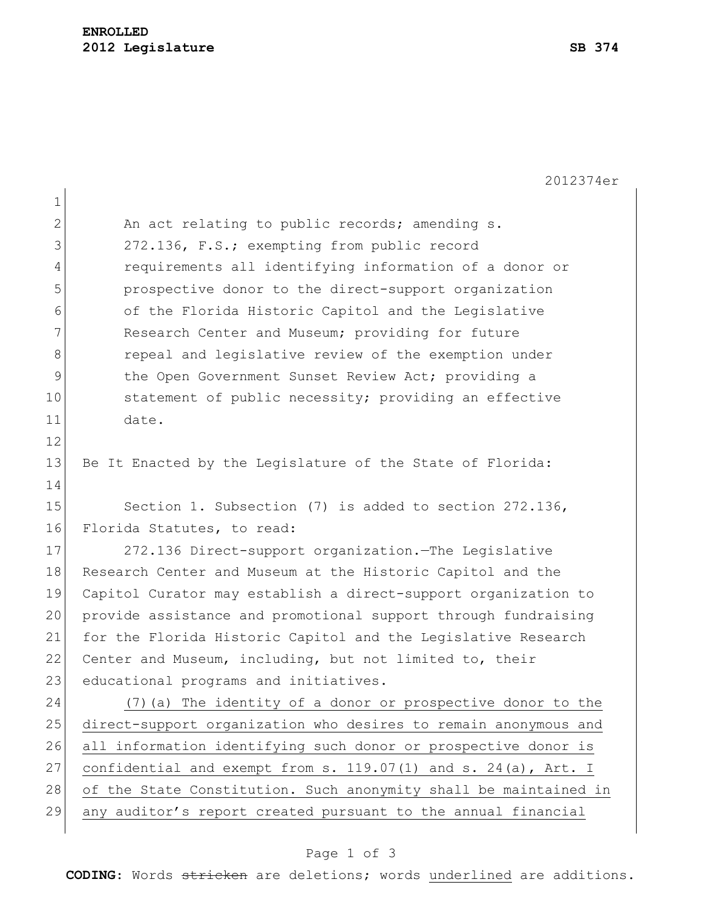**ENROLLED**
**2012 Legislature** **SB 374**

2012374er

An act relating to public records; amending s. 272.136, F.S.; exempting from public record requirements all identifying information of a donor or prospective donor to the direct-support organization of the Florida Historic Capitol and the Legislative Research Center and Museum; providing for future repeal and legislative review of the exemption under the Open Government Sunset Review Act; providing a statement of public necessity; providing an effective date.

Be It Enacted by the Legislature of the State of Florida:

Section 1. Subsection (7) is added to section 272.136, Florida Statutes, to read:

272.136 Direct-support organization.—The Legislative Research Center and Museum at the Historic Capitol and the Capitol Curator may establish a direct-support organization to provide assistance and promotional support through fundraising for the Florida Historic Capitol and the Legislative Research Center and Museum, including, but not limited to, their educational programs and initiatives.

<u>(7)(a) The identity of a donor or prospective donor to the direct-support organization who desires to remain anonymous and all information identifying such donor or prospective donor is confidential and exempt from s. 119.07(1) and s. 24(a), Art. I of the State Constitution. Such anonymity shall be maintained in any auditor's report created pursuant to the annual financial</u>

**CODING:** Words ~~stricken~~ are deletions; words <u>underlined</u> are additions.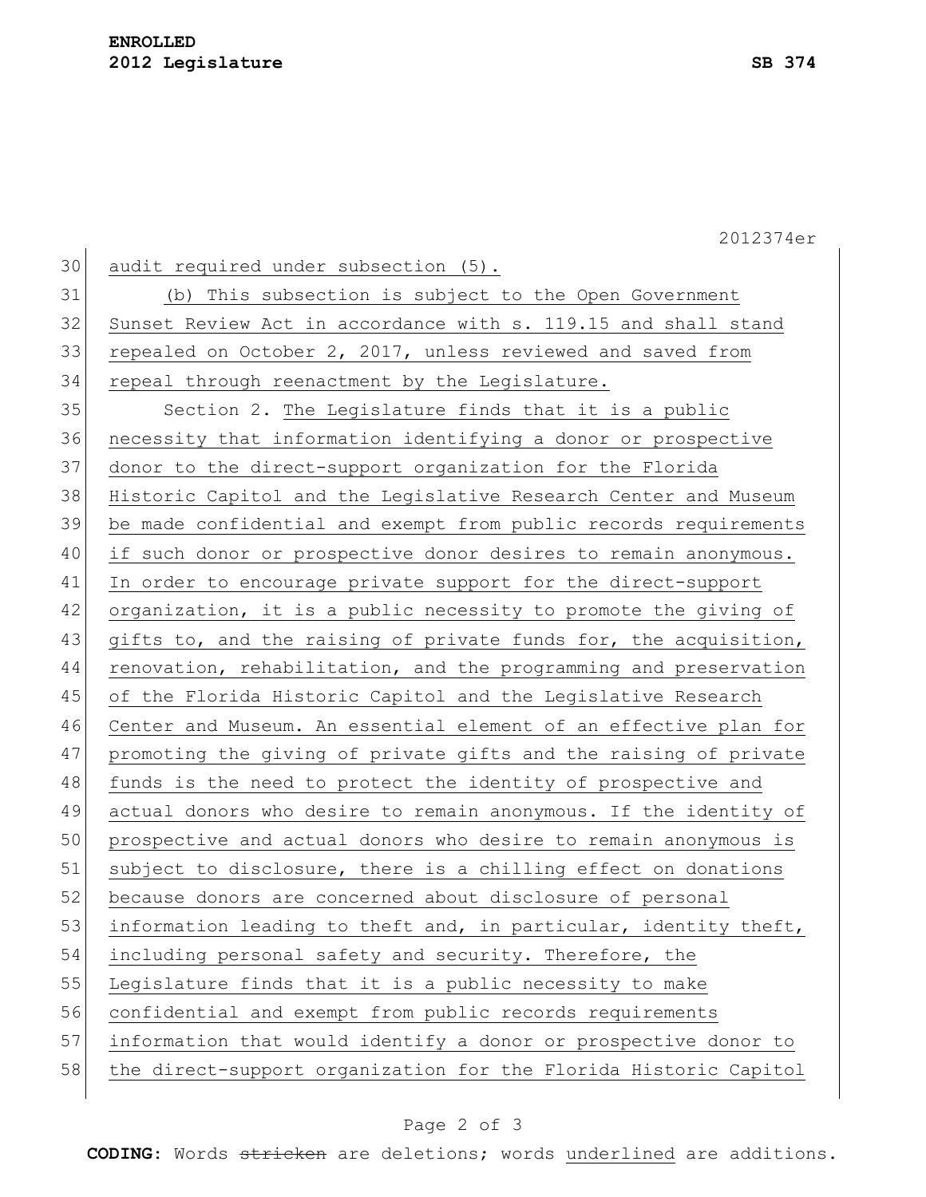audit required under subsection (5).

(b) This subsection is subject to the Open Government Sunset Review Act in accordance with s. 119.15 and shall stand repealed on October 2, 2017, unless reviewed and saved from repeal through reenactment by the Legislature.

Section 2. The Legislature finds that it is a public necessity that information identifying a donor or prospective donor to the direct-support organization for the Florida Historic Capitol and the Legislative Research Center and Museum be made confidential and exempt from public records requirements if such donor or prospective donor desires to remain anonymous. In order to encourage private support for the direct-support organization, it is a public necessity to promote the giving of gifts to, and the raising of private funds for, the acquisition, renovation, rehabilitation, and the programming and preservation of the Florida Historic Capitol and the Legislative Research Center and Museum. An essential element of an effective plan for promoting the giving of private gifts and the raising of private funds is the need to protect the identity of prospective and actual donors who desire to remain anonymous. If the identity of prospective and actual donors who desire to remain anonymous is subject to disclosure, there is a chilling effect on donations because donors are concerned about disclosure of personal information leading to theft and, in particular, identity theft, including personal safety and security. Therefore, the Legislature finds that it is a public necessity to make confidential and exempt from public records requirements information that would identify a donor or prospective donor to the direct-support organization for the Florida Historic Capitol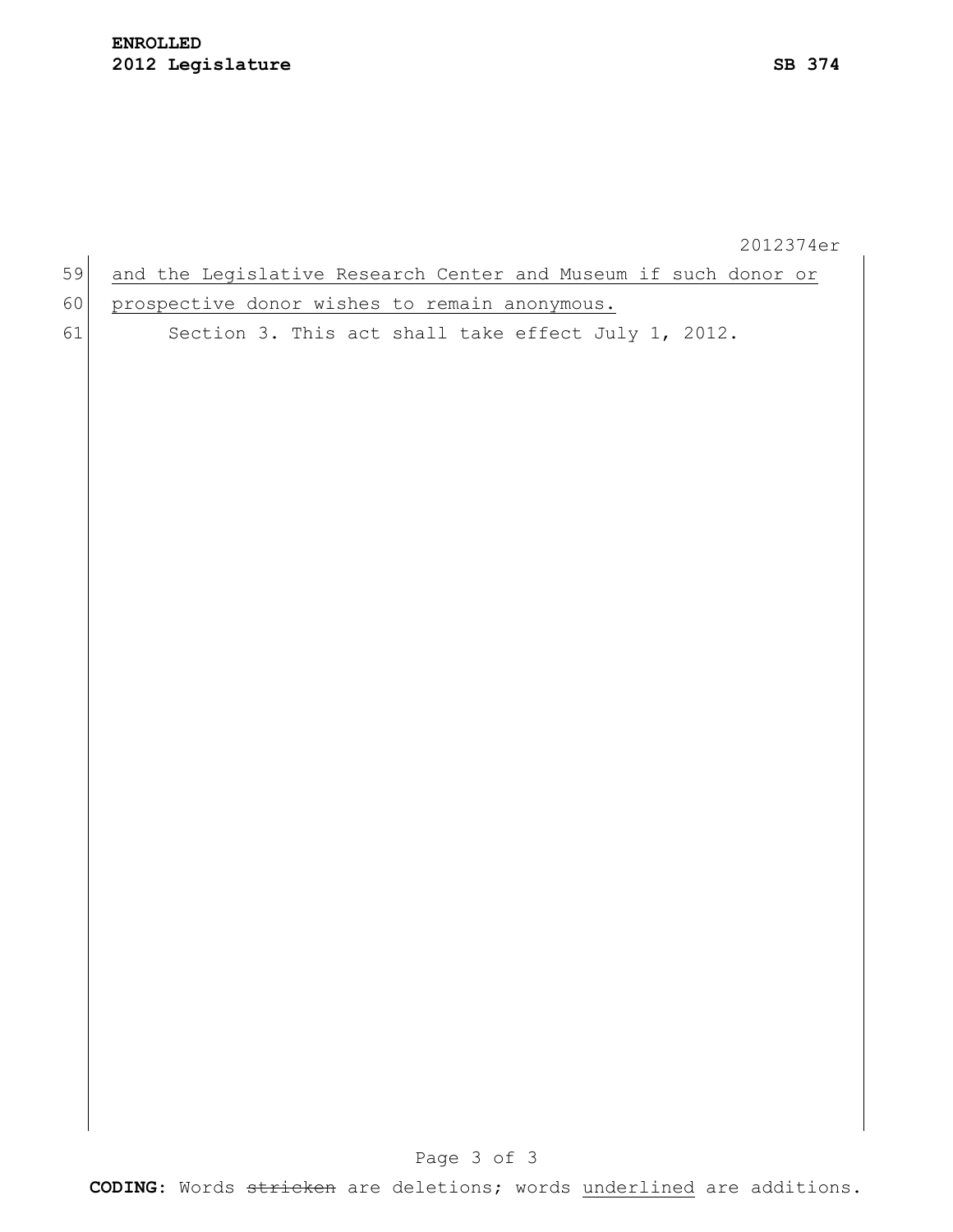59 and the Legislative Research Center and Museum if such donor or
60 prospective donor wishes to remain anonymous.
61 Section 3. This act shall take effect July 1, 2012.